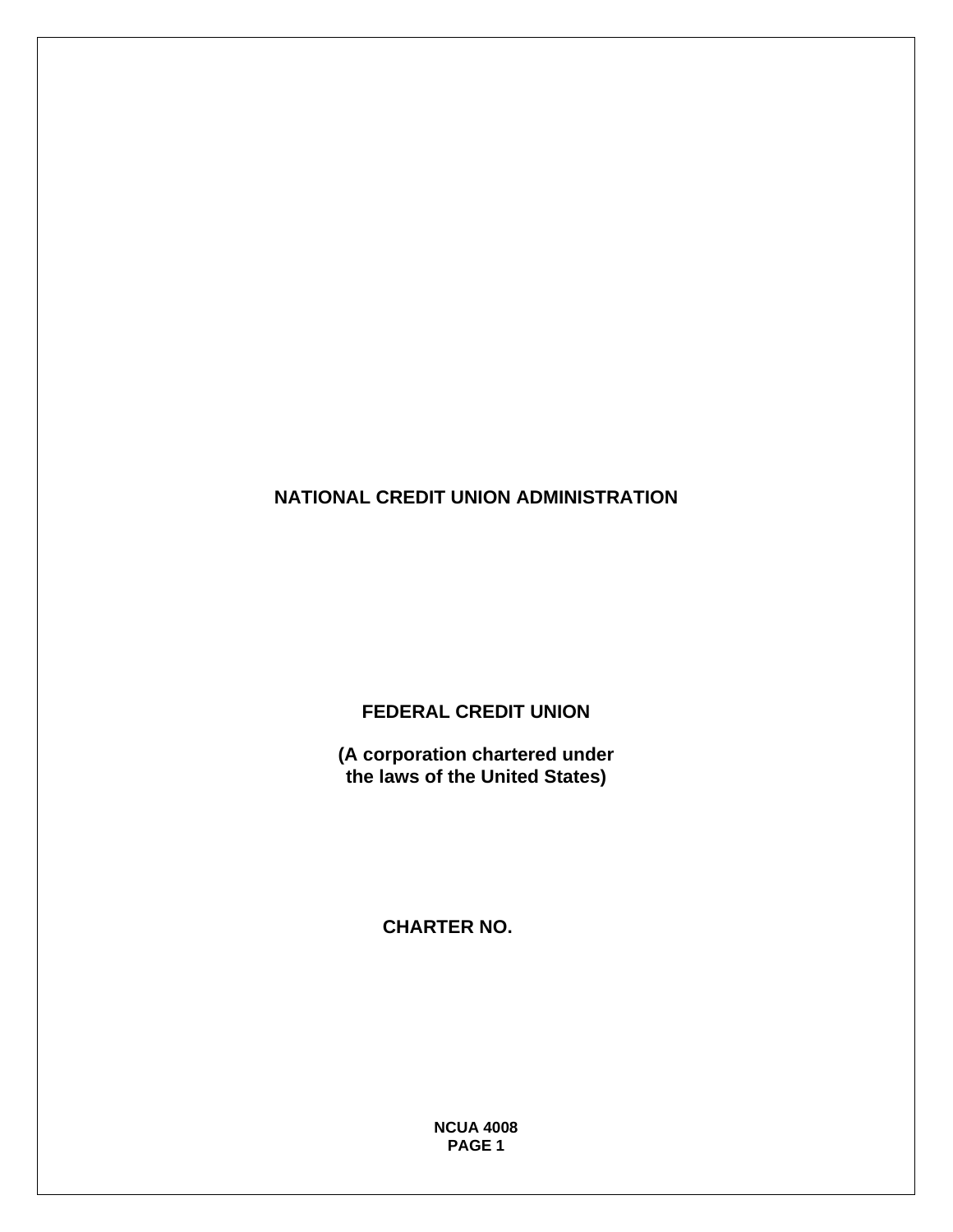**NATIONAL CREDIT UNION ADMINISTRATION**

**FEDERAL CREDIT UNION**

**(A corporation chartered under the laws of the United States)**

**CHARTER NO.**

**NCUA 4008**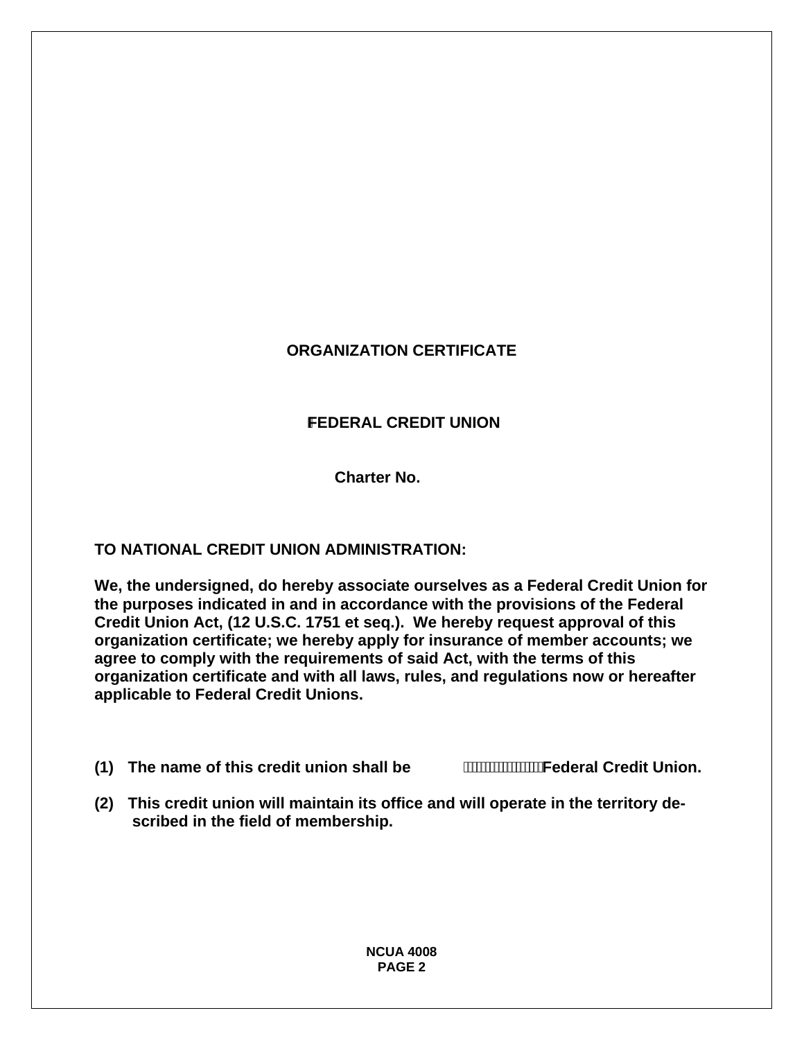# ORGANIZATION CERTIFICATE

## FEDERAL CREDIT UNION

**Charter No.**

**TO NATIONAL CREDIT UNION ADMINISTRATION:**

**We, the undersigned, do hereby associate ourselves as a Federal Credit Union for the purposes indicated in and in accordance with the provisions of the Federal Credit Union Act, (12 U.S.C. 1751 et seq.). We hereby request approval of this organization certificate; we hereby apply for insurance of member accounts; we agree to comply with the requirements of said Act, with the terms of this organization certificate and with all laws, rules, and regulations now or hereafter applicable to Federal Credit Unions.**

**(1) The name of this credit union shall be Federal Credit Union.**

**(2) This credit union will maintain its office and will operate in the territory described in the field of membership.**

**NCUA 4008**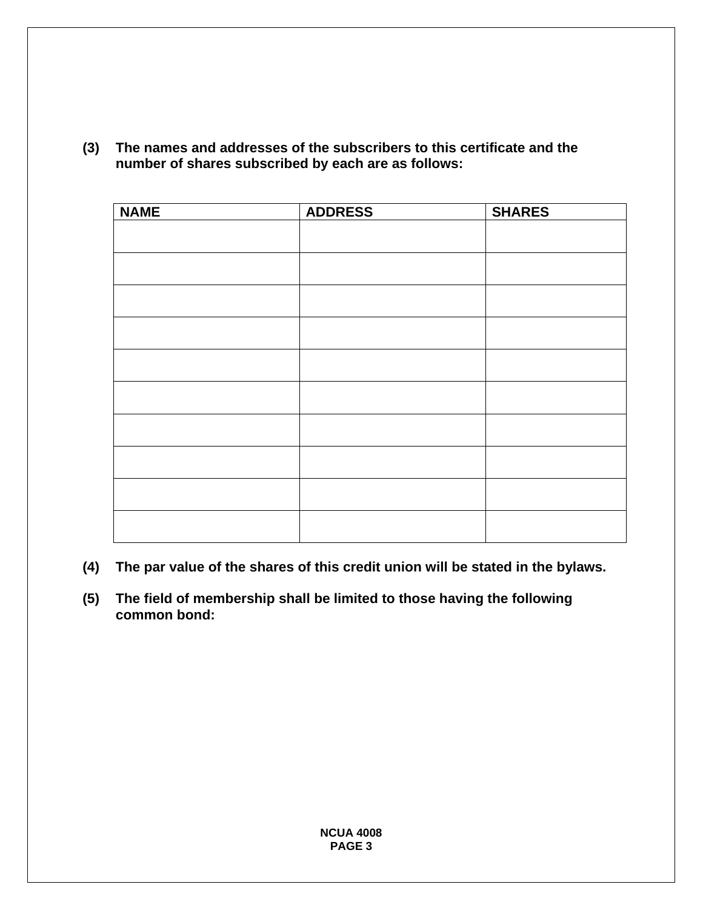**(3) The names and addresses of the subscribers to this certificate and the number of shares subscribed by each are as follows:**

| NAME | ADDRESS | SHARES |
|---|---|---|
| | | |
| | | |
| | | |
| | | |
| | | |
| | | |
| | | |
| | | |
| | | |
| | | |

**(4) The par value of the shares of this credit union will be stated in the bylaws.**

**(5) The field of membership shall be limited to those having the following common bond:**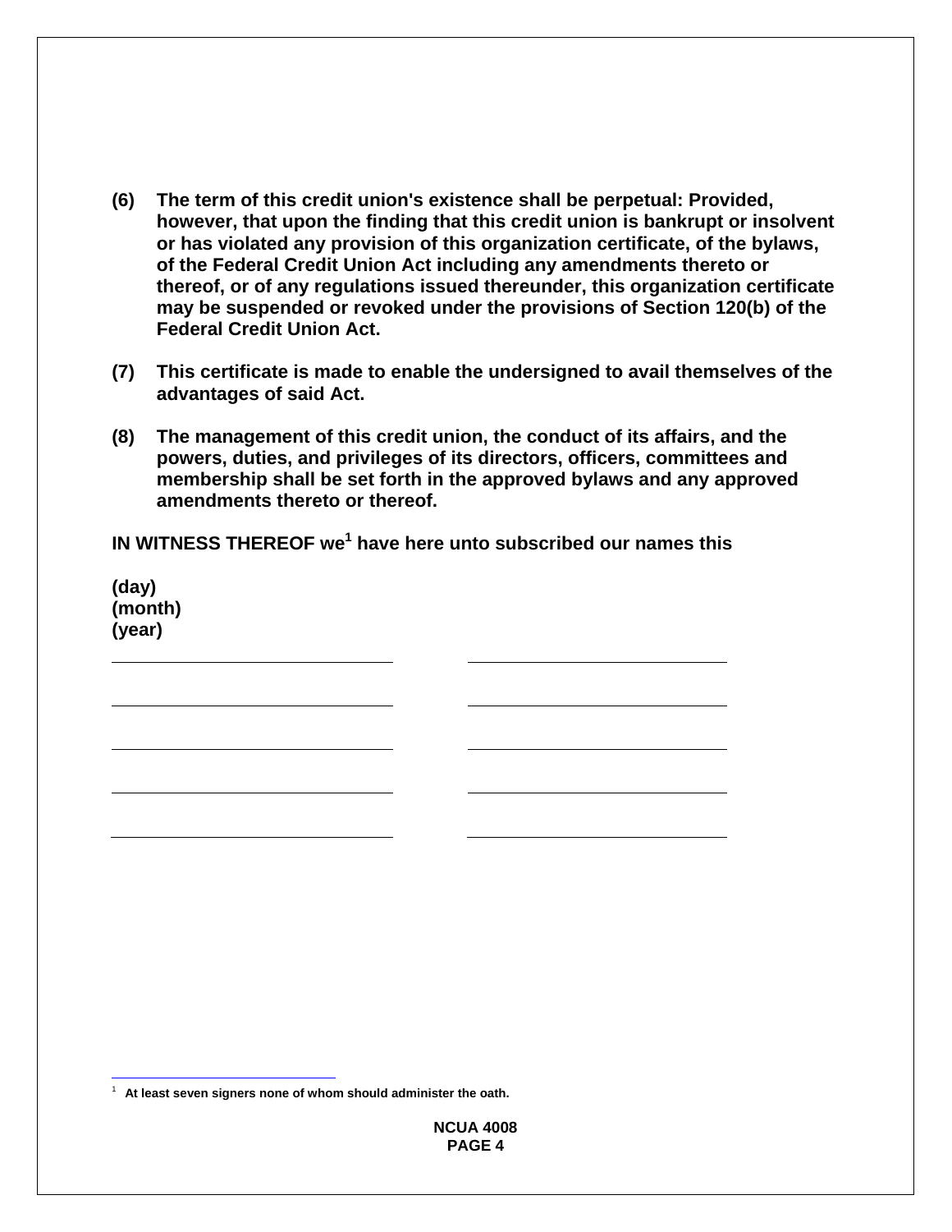**(6) The term of this credit union's existence shall be perpetual: Provided, however, that upon the finding that this credit union is bankrupt or insolvent or has violated any provision of this organization certificate, of the bylaws, of the Federal Credit Union Act including any amendments thereto or thereof, or of any regulations issued thereunder, this organization certificate may be suspended or revoked under the provisions of Section 120(b) of the Federal Credit Union Act.**

**(7) This certificate is made to enable the undersigned to avail themselves of the advantages of said Act.**

**(8) The management of this credit union, the conduct of its affairs, and the powers, duties, and privileges of its directors, officers, committees and membership shall be set forth in the approved bylaws and any approved amendments thereto or thereof.**

**IN WITNESS THEREOF we[1] have here unto subscribed our names this**

**(day)**
**(month)**
**(year)**

| ______________________________ | ______________________________ |
|---|---|
| ______________________________ | ______________________________ |
| ______________________________ | ______________________________ |
| ______________________________ | ______________________________ |
| ______________________________ | ______________________________ |

---

[1] **At least seven signers none of whom should administer the oath.**

**NCUA 4008**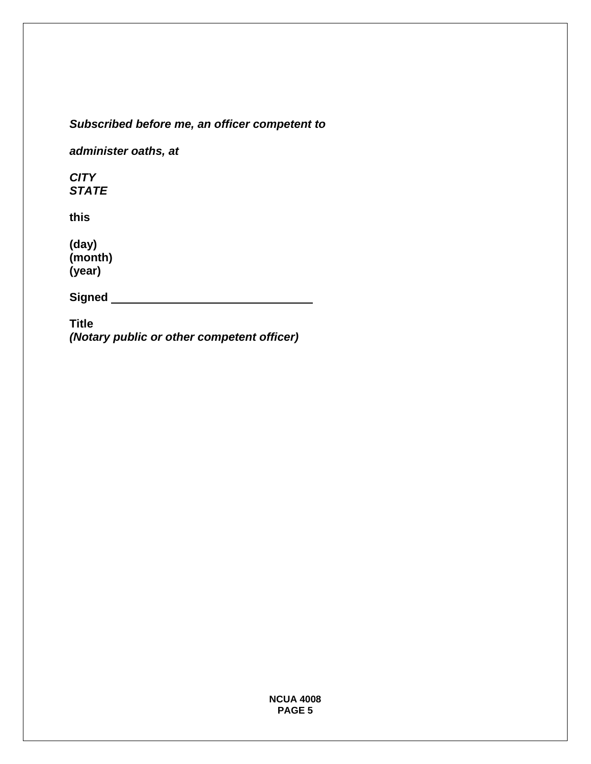***Subscribed before me, an officer competent to***

***administer oaths, at***

***CITY***
***STATE***

**this**

**(day)**
**(month)**
**(year)**

**Signed** ________________________________

**Title**
***(Notary public or other competent officer)***

**NCUA 4008**